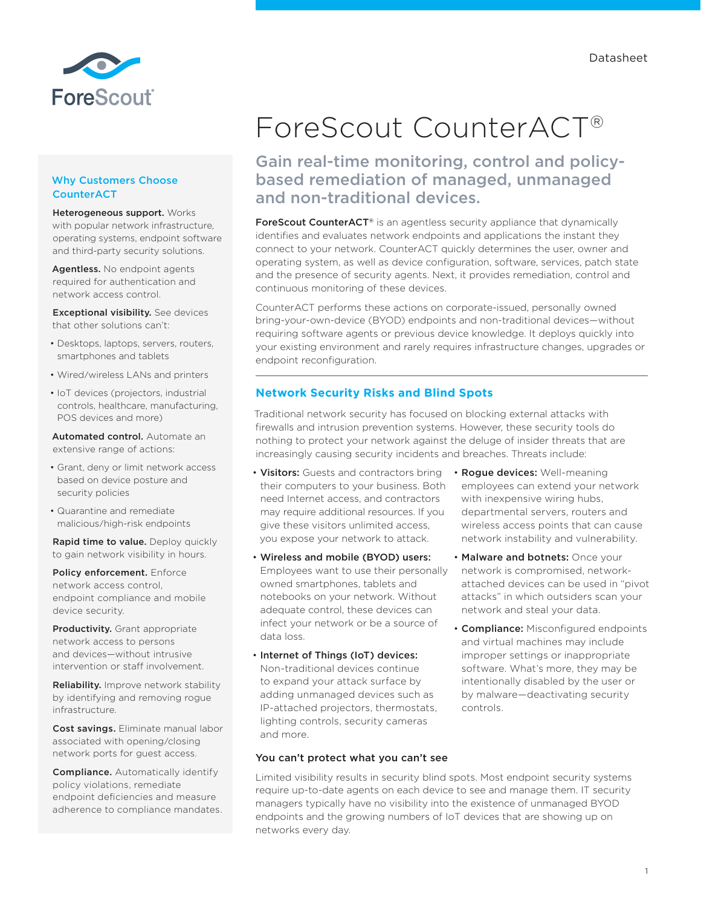Datasheet

# ForeScout CounterACT®

## Gain real-time monitoring, control and policy-based remediation of managed, unmanaged and non-traditional devices.

**ForeScout CounterACT**® is an agentless security appliance that dynamically identifies and evaluates network endpoints and applications the instant they connect to your network. CounterACT quickly determines the user, owner and operating system, as well as device configuration, software, services, patch state and the presence of security agents. Next, it provides remediation, control and continuous monitoring of these devices.

CounterACT performs these actions on corporate-issued, personally owned bring-your-own-device (BYOD) endpoints and non-traditional devices—without requiring software agents or previous device knowledge. It deploys quickly into your existing environment and rarely requires infrastructure changes, upgrades or endpoint reconfiguration.

### Why Customers Choose CounterACT

**Heterogeneous support.** Works with popular network infrastructure, operating systems, endpoint software and third-party security solutions.

**Agentless.** No endpoint agents required for authentication and network access control.

**Exceptional visibility.** See devices that other solutions can't:

- Desktops, laptops, servers, routers, smartphones and tablets
- Wired/wireless LANs and printers
- IoT devices (projectors, industrial controls, healthcare, manufacturing, POS devices and more)

**Automated control.** Automate an extensive range of actions:

- Grant, deny or limit network access based on device posture and security policies
- Quarantine and remediate malicious/high-risk endpoints

**Rapid time to value.** Deploy quickly to gain network visibility in hours.

**Policy enforcement.** Enforce network access control, endpoint compliance and mobile device security.

**Productivity.** Grant appropriate network access to persons and devices—without intrusive intervention or staff involvement.

**Reliability.** Improve network stability by identifying and removing rogue infrastructure.

**Cost savings.** Eliminate manual labor associated with opening/closing network ports for guest access.

**Compliance.** Automatically identify policy violations, remediate endpoint deficiencies and measure adherence to compliance mandates.

## Network Security Risks and Blind Spots

Traditional network security has focused on blocking external attacks with firewalls and intrusion prevention systems. However, these security tools do nothing to protect your network against the deluge of insider threats that are increasingly causing security incidents and breaches. Threats include:

- **Visitors:** Guests and contractors bring their computers to your business. Both need Internet access, and contractors may require additional resources. If you give these visitors unlimited access, you expose your network to attack.
- **Wireless and mobile (BYOD) users:** Employees want to use their personally owned smartphones, tablets and notebooks on your network. Without adequate control, these devices can infect your network or be a source of data loss.
- **Internet of Things (IoT) devices:** Non-traditional devices continue to expand your attack surface by adding unmanaged devices such as IP-attached projectors, thermostats, lighting controls, security cameras and more.
- **Rogue devices:** Well-meaning employees can extend your network with inexpensive wiring hubs, departmental servers, routers and wireless access points that can cause network instability and vulnerability.
- **Malware and botnets:** Once your network is compromised, network-attached devices can be used in "pivot attacks" in which outsiders scan your network and steal your data.
- **Compliance:** Misconfigured endpoints and virtual machines may include improper settings or inappropriate software. What's more, they may be intentionally disabled by the user or by malware—deactivating security controls.

### You can't protect what you can't see

Limited visibility results in security blind spots. Most endpoint security systems require up-to-date agents on each device to see and manage them. IT security managers typically have no visibility into the existence of unmanaged BYOD endpoints and the growing numbers of IoT devices that are showing up on networks every day.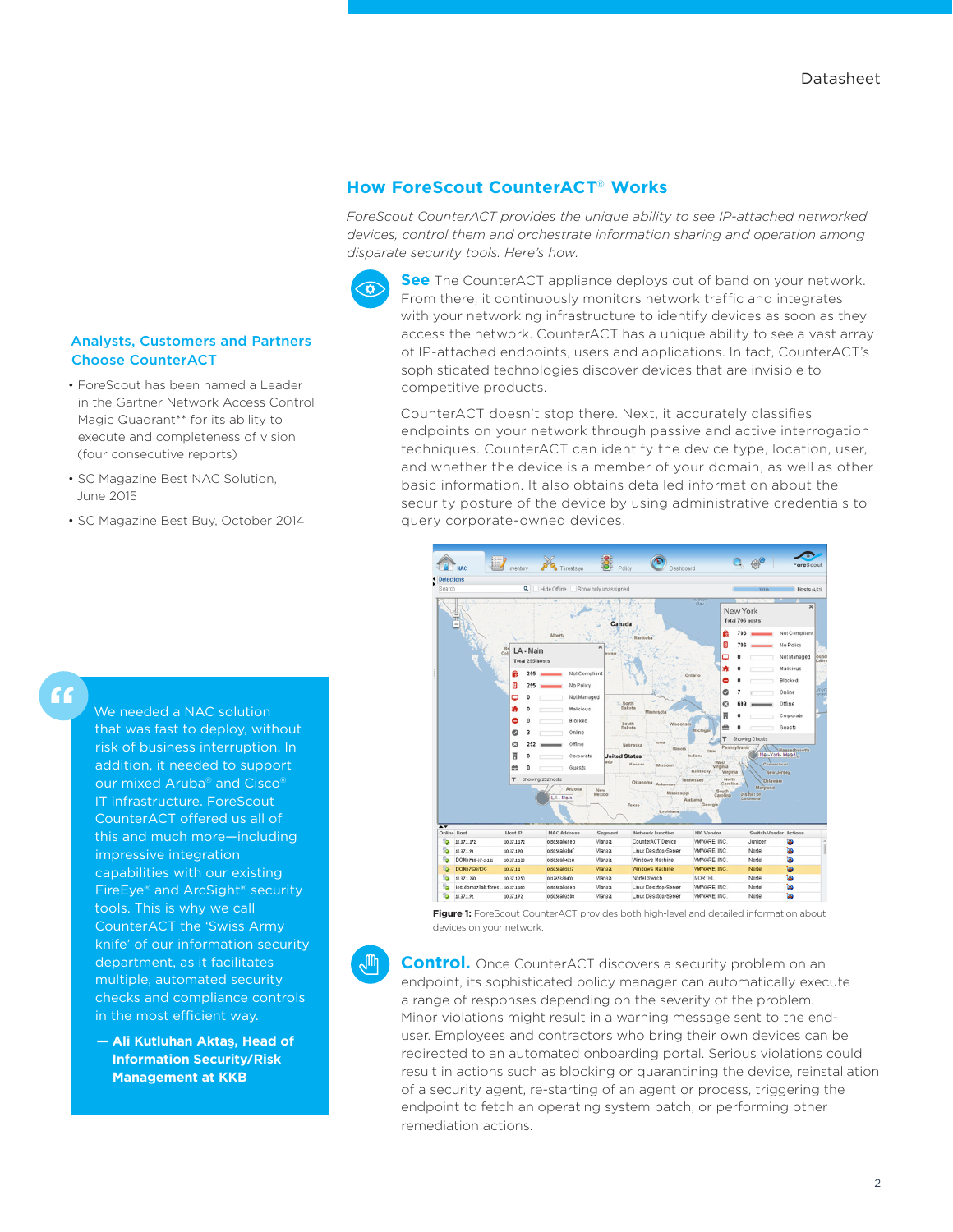## How ForeScout CounterACT® Works

*ForeScout CounterACT provides the unique ability to see IP-attached networked devices, control them and orchestrate information sharing and operation among disparate security tools. Here's how:*

**See** The CounterACT appliance deploys out of band on your network. From there, it continuously monitors network traffic and integrates with your networking infrastructure to identify devices as soon as they access the network. CounterACT has a unique ability to see a vast array of IP-attached endpoints, users and applications. In fact, CounterACT's sophisticated technologies discover devices that are invisible to competitive products.

CounterACT doesn't stop there. Next, it accurately classifies endpoints on your network through passive and active interrogation techniques. CounterACT can identify the device type, location, user, and whether the device is a member of your domain, as well as other basic information. It also obtains detailed information about the security posture of the device by using administrative credentials to query corporate-owned devices.

**Figure 1:** ForeScout CounterACT provides both high-level and detailed information about devices on your network.

**Control.** Once CounterACT discovers a security problem on an endpoint, its sophisticated policy manager can automatically execute a range of responses depending on the severity of the problem. Minor violations might result in a warning message sent to the end-user. Employees and contractors who bring their own devices can be redirected to an automated onboarding portal. Serious violations could result in actions such as blocking or quarantining the device, reinstallation of a security agent, re-starting of an agent or process, triggering the endpoint to fetch an operating system patch, or performing other remediation actions.

### Analysts, Customers and Partners Choose CounterACT

- ForeScout has been named a Leader in the Gartner Network Access Control Magic Quadrant** for its ability to execute and completeness of vision (four consecutive reports)
- SC Magazine Best NAC Solution, June 2015
- SC Magazine Best Buy, October 2014

> We needed a NAC solution that was fast to deploy, without risk of business interruption. In addition, it needed to support our mixed Aruba® and Cisco® IT infrastructure. ForeScout CounterACT offered us all of this and much more—including impressive integration capabilities with our existing FireEye® and ArcSight® security tools. This is why we call CounterACT the 'Swiss Army knife' of our information security department, as it facilitates multiple, automated security checks and compliance controls in the most efficient way.
>
> **— Ali Kutluhan Aktaş, Head of Information Security/Risk Management at KKB**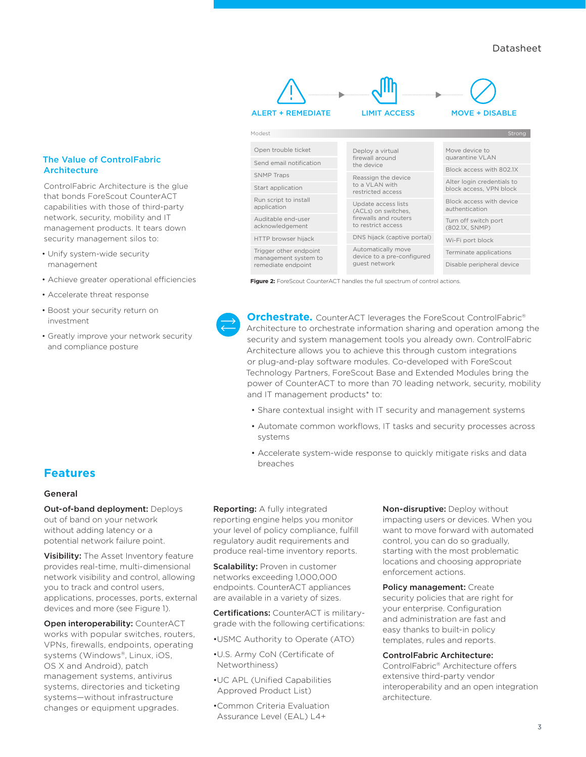| ALERT + REMEDIATE | LIMIT ACCESS | MOVE + DISABLE |
|---|---|---|
| Modest | | Strong |
| Open trouble ticket | Deploy a virtual firewall around the device | Move device to quarantine VLAN |
| Send email notification | Reassign the device to a VLAN with restricted access | Block access with 802.1X |
| SNMP Traps | Update access lists (ACLs) on switches, firewalls and routers to restrict access | Alter login credentials to block access, VPN block |
| Start application | DNS hijack (captive portal) | Block access with device authentication |
| Run script to install application | Automatically move device to a pre-configured guest network | Turn off switch port (802.1X, SNMP) |
| Auditable end-user acknowledgement | | Wi-Fi port block |
| HTTP browser hijack | | Terminate applications |
| Trigger other endpoint management system to remediate endpoint | | Disable peripheral device |

**Figure 2:** ForeScout CounterACT handles the full spectrum of control actions.

## The Value of ControlFabric Architecture

ControlFabric Architecture is the glue that bonds ForeScout CounterACT capabilities with those of third-party network, security, mobility and IT management products. It tears down security management silos to:

- Unify system-wide security management
- Achieve greater operational efficiencies
- Accelerate threat response
- Boost your security return on investment
- Greatly improve your network security and compliance posture

**Orchestrate.** CounterACT leverages the ForeScout ControlFabric® Architecture to orchestrate information sharing and operation among the security and system management tools you already own. ControlFabric Architecture allows you to achieve this through custom integrations or plug-and-play software modules. Co-developed with ForeScout Technology Partners, ForeScout Base and Extended Modules bring the power of CounterACT to more than 70 leading network, security, mobility and IT management products* to:

- Share contextual insight with IT security and management systems
- Automate common workflows, IT tasks and security processes across systems
- Accelerate system-wide response to quickly mitigate risks and data breaches

# Features

### General

**Out-of-band deployment:** Deploys out of band on your network without adding latency or a potential network failure point.

**Visibility:** The Asset Inventory feature provides real-time, multi-dimensional network visibility and control, allowing you to track and control users, applications, processes, ports, external devices and more (see Figure 1).

**Open interoperability:** CounterACT works with popular switches, routers, VPNs, firewalls, endpoints, operating systems (Windows®, Linux, iOS, OS X and Android), patch management systems, antivirus systems, directories and ticketing systems—without infrastructure changes or equipment upgrades.

**Reporting:** A fully integrated reporting engine helps you monitor your level of policy compliance, fulfill regulatory audit requirements and produce real-time inventory reports.

**Scalability:** Proven in customer networks exceeding 1,000,000 endpoints. CounterACT appliances are available in a variety of sizes.

**Certifications:** CounterACT is military-grade with the following certifications:

- USMC Authority to Operate (ATO)
- U.S. Army CoN (Certificate of Networthiness)
- UC APL (Unified Capabilities Approved Product List)
- Common Criteria Evaluation Assurance Level (EAL) L4+

**Non-disruptive:** Deploy without impacting users or devices. When you want to move forward with automated control, you can do so gradually, starting with the most problematic locations and choosing appropriate enforcement actions.

**Policy management:** Create security policies that are right for your enterprise. Configuration and administration are fast and easy thanks to built-in policy templates, rules and reports.

**ControlFabric Architecture:** ControlFabric® Architecture offers extensive third-party vendor interoperability and an open integration architecture.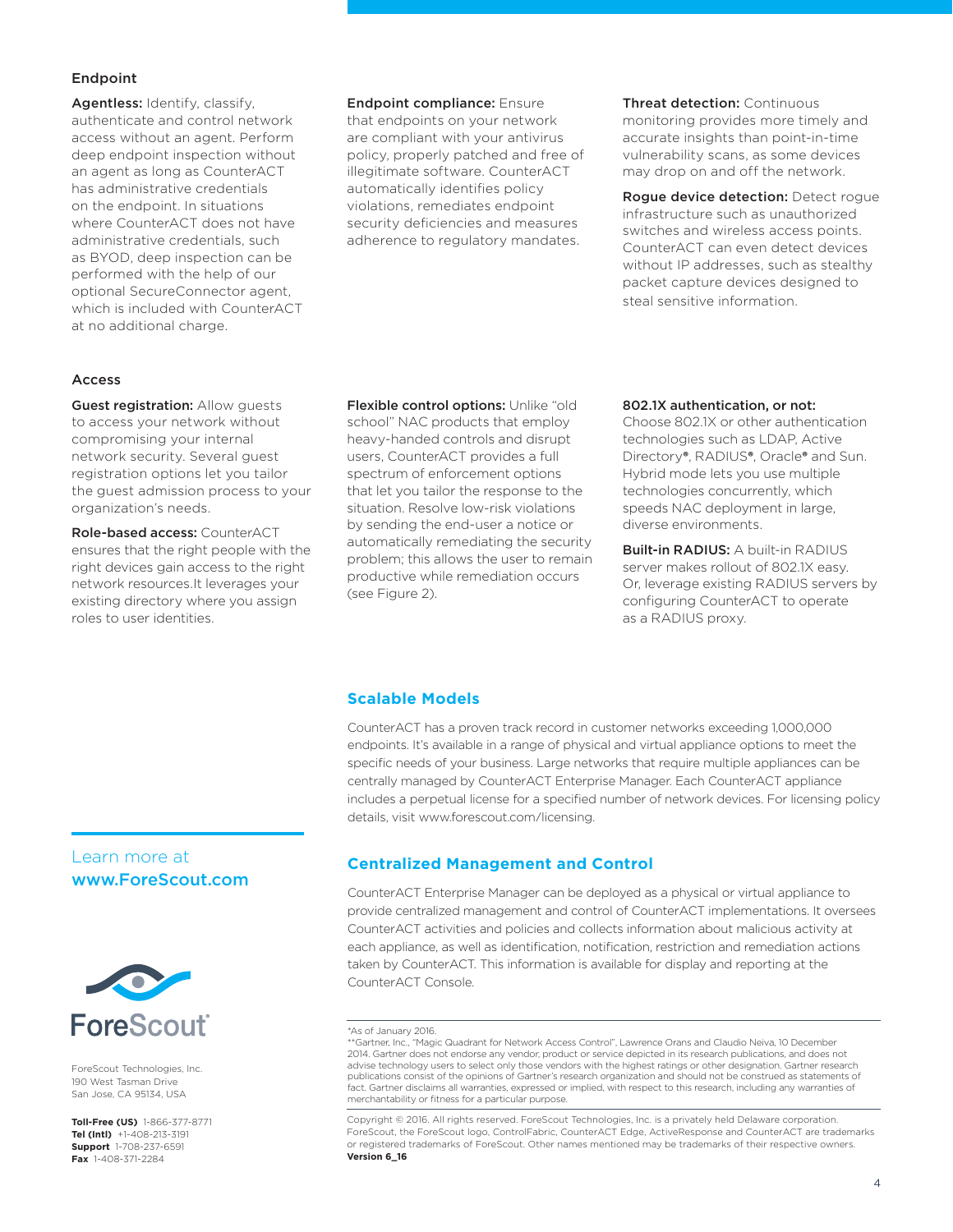### Endpoint

**Agentless:** Identify, classify, authenticate and control network access without an agent. Perform deep endpoint inspection without an agent as long as CounterACT has administrative credentials on the endpoint. In situations where CounterACT does not have administrative credentials, such as BYOD, deep inspection can be performed with the help of our optional SecureConnector agent, which is included with CounterACT at no additional charge.

**Endpoint compliance:** Ensure that endpoints on your network are compliant with your antivirus policy, properly patched and free of illegitimate software. CounterACT automatically identifies policy violations, remediates endpoint security deficiencies and measures adherence to regulatory mandates.

**Threat detection:** Continuous monitoring provides more timely and accurate insights than point-in-time vulnerability scans, as some devices may drop on and off the network.

**Rogue device detection:** Detect rogue infrastructure such as unauthorized switches and wireless access points. CounterACT can even detect devices without IP addresses, such as stealthy packet capture devices designed to steal sensitive information.

### Access

**Guest registration:** Allow guests to access your network without compromising your internal network security. Several guest registration options let you tailor the guest admission process to your organization's needs.

**Role-based access:** CounterACT ensures that the right people with the right devices gain access to the right network resources.It leverages your existing directory where you assign roles to user identities.

**Flexible control options:** Unlike "old school" NAC products that employ heavy-handed controls and disrupt users, CounterACT provides a full spectrum of enforcement options that let you tailor the response to the situation. Resolve low-risk violations by sending the end-user a notice or automatically remediating the security problem; this allows the user to remain productive while remediation occurs (see Figure 2).

**802.1X authentication, or not:** Choose 802.1X or other authentication technologies such as LDAP, Active Directory®, RADIUS®, Oracle® and Sun. Hybrid mode lets you use multiple technologies concurrently, which speeds NAC deployment in large, diverse environments.

**Built-in RADIUS:** A built-in RADIUS server makes rollout of 802.1X easy. Or, leverage existing RADIUS servers by configuring CounterACT to operate as a RADIUS proxy.

## Scalable Models

CounterACT has a proven track record in customer networks exceeding 1,000,000 endpoints. It's available in a range of physical and virtual appliance options to meet the specific needs of your business. Large networks that require multiple appliances can be centrally managed by CounterACT Enterprise Manager. Each CounterACT appliance includes a perpetual license for a specified number of network devices. For licensing policy details, visit www.forescout.com/licensing.

## Centralized Management and Control

CounterACT Enterprise Manager can be deployed as a physical or virtual appliance to provide centralized management and control of CounterACT implementations. It oversees CounterACT activities and policies and collects information about malicious activity at each appliance, as well as identification, notification, restriction and remediation actions taken by CounterACT. This information is available for display and reporting at the CounterACT Console.

Learn more at
**www.ForeScout.com**

ForeScout

ForeScout Technologies, Inc.
190 West Tasman Drive
San Jose, CA 95134, USA

**Toll-Free (US)** 1-866-377-8771
**Tel (Intl)** +1-408-213-3191
**Support** 1-708-237-6591
**Fax** 1-408-371-2284

*As of January 2016.
**Gartner, Inc., "Magic Quadrant for Network Access Control", Lawrence Orans and Claudio Neiva, 10 December 2014. Gartner does not endorse any vendor, product or service depicted in its research publications, and does not advise technology users to select only those vendors with the highest ratings or other designation. Gartner research publications consist of the opinions of Gartner's research organization and should not be construed as statements of fact. Gartner disclaims all warranties, expressed or implied, with respect to this research, including any warranties of merchantability or fitness for a particular purpose.

Copyright © 2016. All rights reserved. ForeScout Technologies, Inc. is a privately held Delaware corporation. ForeScout, the ForeScout logo, ControlFabric, CounterACT Edge, ActiveResponse and CounterACT are trademarks or registered trademarks of ForeScout. Other names mentioned may be trademarks of their respective owners.
**Version 6_16**